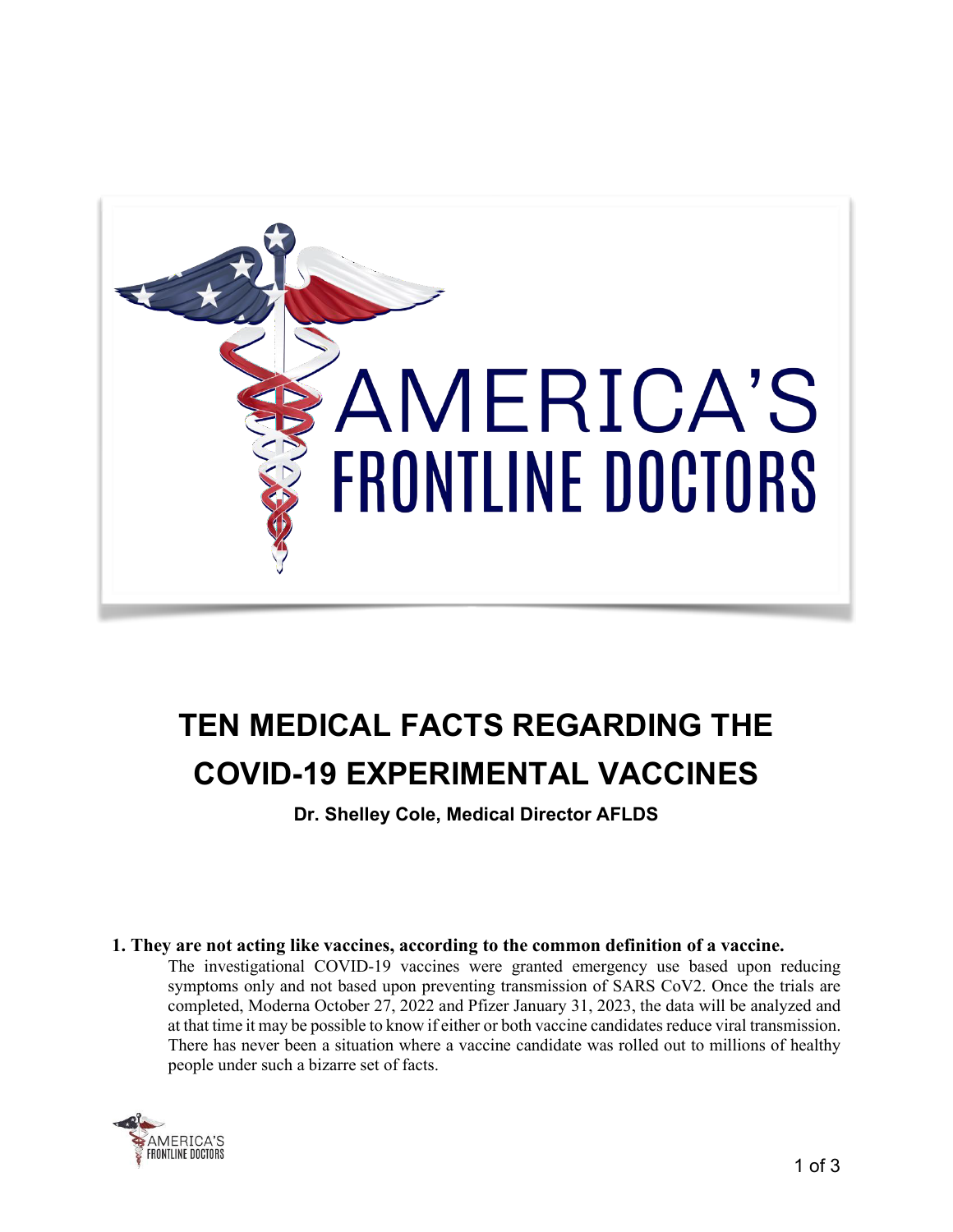# TEN MEDICAL FACTS REGARDING THE COVID-19 EXPERIMENTAL VACCINES

**Dr. Shelley Cole, Medical Director AFLDS**

**1. They are not acting like vaccines, according to the common definition of a vaccine.**

The investigational COVID-19 vaccines were granted emergency use based upon reducing symptoms only and not based upon preventing transmission of SARS CoV2. Once the trials are completed, Moderna October 27, 2022 and Pfizer January 31, 2023, the data will be analyzed and at that time it may be possible to know if either or both vaccine candidates reduce viral transmission. There has never been a situation where a vaccine candidate was rolled out to millions of healthy people under such a bizarre set of facts.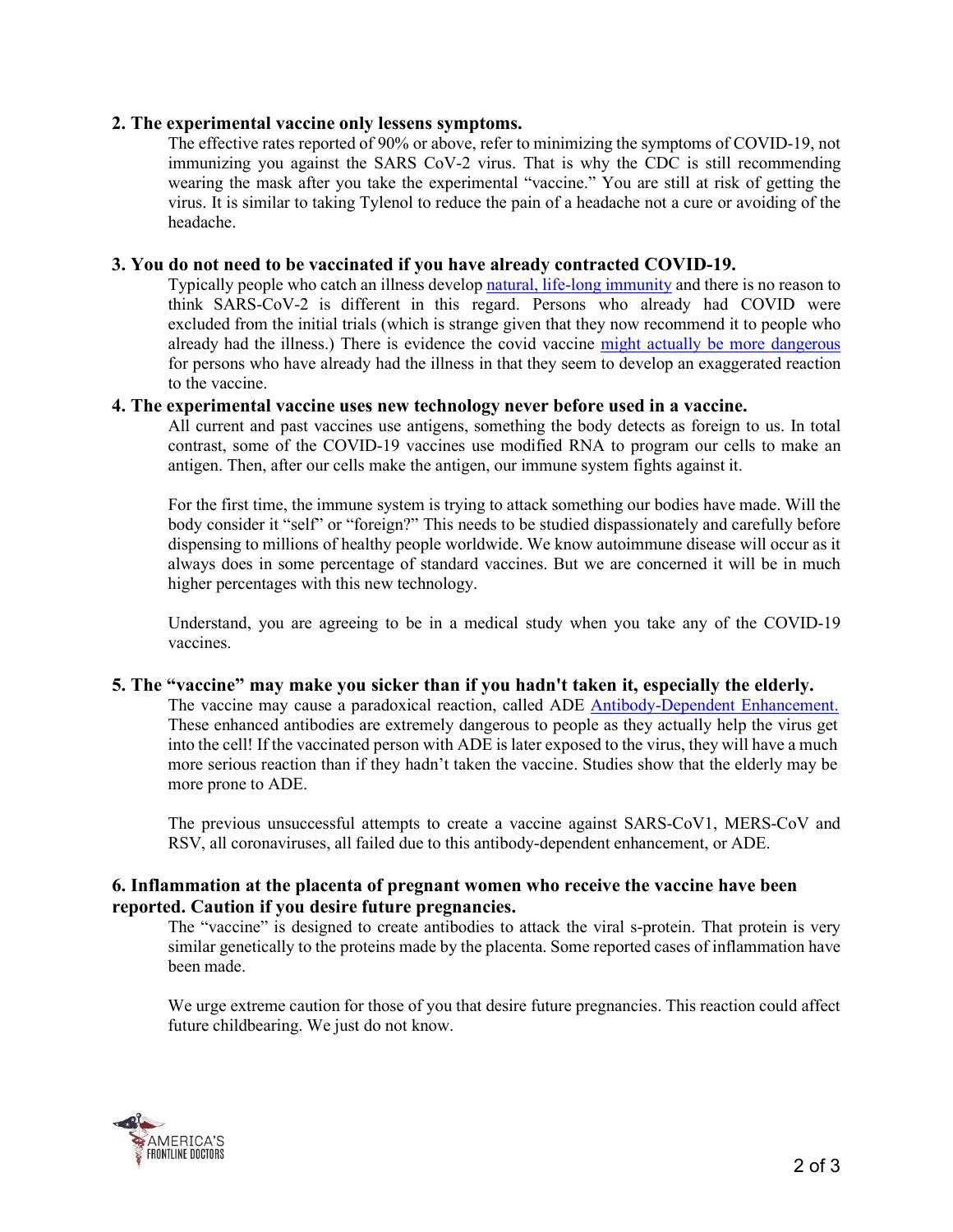**2. The experimental vaccine only lessens symptoms.**

The effective rates reported of 90% or above, refer to minimizing the symptoms of COVID-19, not immunizing you against the SARS CoV-2 virus. That is why the CDC is still recommending wearing the mask after you take the experimental "vaccine." You are still at risk of getting the virus. It is similar to taking Tylenol to reduce the pain of a headache not a cure or avoiding of the headache.

**3. You do not need to be vaccinated if you have already contracted COVID-19.**

Typically people who catch an illness develop natural, life-long immunity and there is no reason to think SARS-CoV-2 is different in this regard. Persons who already had COVID were excluded from the initial trials (which is strange given that they now recommend it to people who already had the illness.) There is evidence the covid vaccine might actually be more dangerous for persons who have already had the illness in that they seem to develop an exaggerated reaction to the vaccine.

**4. The experimental vaccine uses new technology never before used in a vaccine.**

All current and past vaccines use antigens, something the body detects as foreign to us. In total contrast, some of the COVID-19 vaccines use modified RNA to program our cells to make an antigen. Then, after our cells make the antigen, our immune system fights against it.

For the first time, the immune system is trying to attack something our bodies have made. Will the body consider it "self" or "foreign?" This needs to be studied dispassionately and carefully before dispensing to millions of healthy people worldwide. We know autoimmune disease will occur as it always does in some percentage of standard vaccines. But we are concerned it will be in much higher percentages with this new technology.

Understand, you are agreeing to be in a medical study when you take any of the COVID-19 vaccines.

**5. The "vaccine" may make you sicker than if you hadn't taken it, especially the elderly.**

The vaccine may cause a paradoxical reaction, called ADE Antibody-Dependent Enhancement. These enhanced antibodies are extremely dangerous to people as they actually help the virus get into the cell! If the vaccinated person with ADE is later exposed to the virus, they will have a much more serious reaction than if they hadn't taken the vaccine. Studies show that the elderly may be more prone to ADE.

The previous unsuccessful attempts to create a vaccine against SARS-CoV1, MERS-CoV and RSV, all coronaviruses, all failed due to this antibody-dependent enhancement, or ADE.

**6. Inflammation at the placenta of pregnant women who receive the vaccine have been reported. Caution if you desire future pregnancies.**

The "vaccine" is designed to create antibodies to attack the viral s-protein. That protein is very similar genetically to the proteins made by the placenta. Some reported cases of inflammation have been made.

We urge extreme caution for those of you that desire future pregnancies. This reaction could affect future childbearing. We just do not know.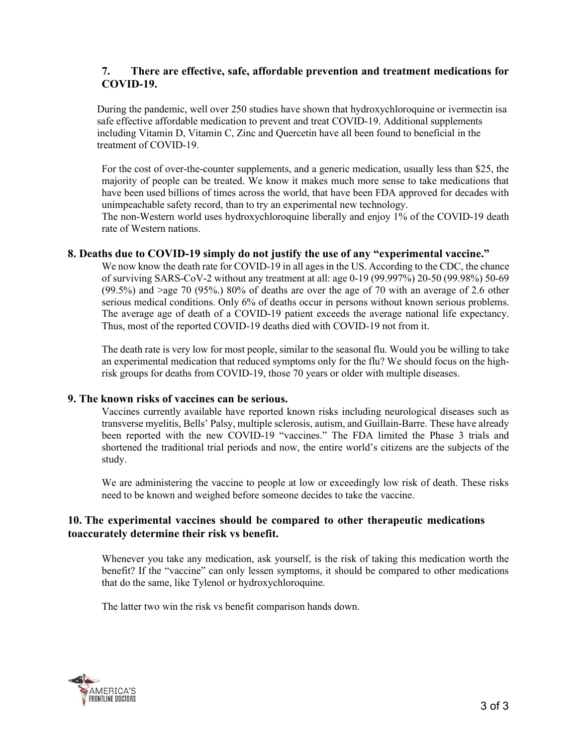## 7. There are effective, safe, affordable prevention and treatment medications for COVID-19.

During the pandemic, well over 250 studies have shown that hydroxychloroquine or ivermectin isa safe effective affordable medication to prevent and treat COVID-19. Additional supplements including Vitamin D, Vitamin C, Zinc and Quercetin have all been found to beneficial in the treatment of COVID-19.

For the cost of over-the-counter supplements, and a generic medication, usually less than $25, the majority of people can be treated. We know it makes much more sense to take medications that have been used billions of times across the world, that have been FDA approved for decades with unimpeachable safety record, than to try an experimental new technology.
The non-Western world uses hydroxychloroquine liberally and enjoy 1% of the COVID-19 death rate of Western nations.

## 8. Deaths due to COVID-19 simply do not justify the use of any "experimental vaccine."

We now know the death rate for COVID-19 in all ages in the US. According to the CDC, the chance of surviving SARS-CoV-2 without any treatment at all: age 0-19 (99.997%) 20-50 (99.98%) 50-69 (99.5%) and >age 70 (95%.) 80% of deaths are over the age of 70 with an average of 2.6 other serious medical conditions. Only 6% of deaths occur in persons without known serious problems. The average age of death of a COVID-19 patient exceeds the average national life expectancy. Thus, most of the reported COVID-19 deaths died with COVID-19 not from it.

The death rate is very low for most people, similar to the seasonal flu. Would you be willing to take an experimental medication that reduced symptoms only for the flu? We should focus on the high-risk groups for deaths from COVID-19, those 70 years or older with multiple diseases.

## 9. The known risks of vaccines can be serious.

Vaccines currently available have reported known risks including neurological diseases such as transverse myelitis, Bells' Palsy, multiple sclerosis, autism, and Guillain-Barre. These have already been reported with the new COVID-19 "vaccines." The FDA limited the Phase 3 trials and shortened the traditional trial periods and now, the entire world's citizens are the subjects of the study.

We are administering the vaccine to people at low or exceedingly low risk of death. These risks need to be known and weighed before someone decides to take the vaccine.

## 10. The experimental vaccines should be compared to other therapeutic medications toaccurately determine their risk vs benefit.

Whenever you take any medication, ask yourself, is the risk of taking this medication worth the benefit? If the "vaccine" can only lessen symptoms, it should be compared to other medications that do the same, like Tylenol or hydroxychloroquine.

The latter two win the risk vs benefit comparison hands down.

AMERICA'S FRONTLINE DOCTORS